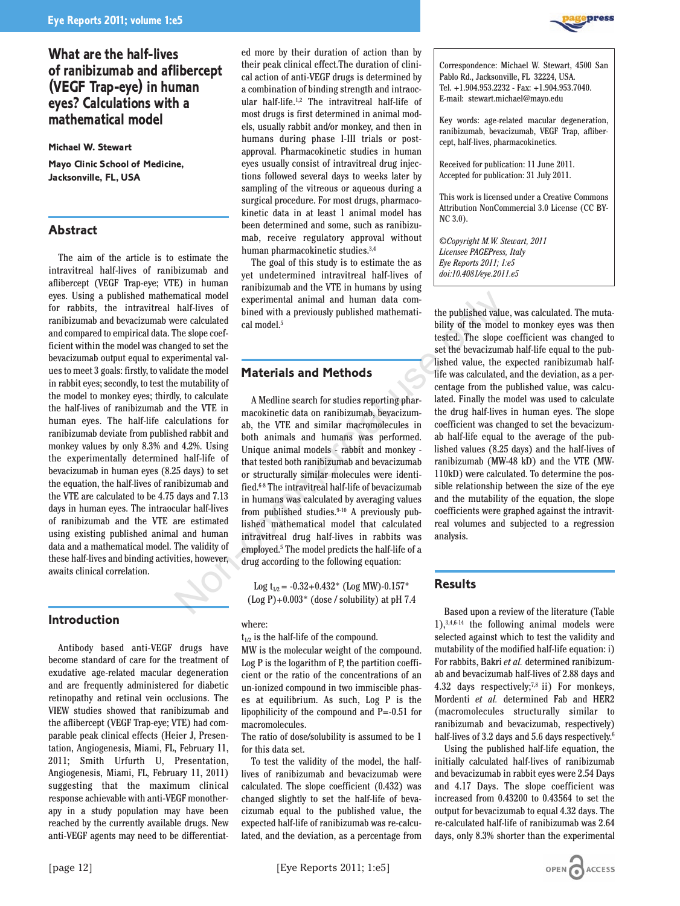# What are the half-lives of ranibizumab and aflibercept (VEGF Trap-eye) in human eyes? Calculations with a mathematical model

**Michael W. Stewart**

**Mayo Clinic School of Medicine, Jacksonville, FL, USA**

Correspondence: Michael W. Stewart, 4500 San Pablo Rd., Jacksonville, FL 32224, USA. Tel. +1.904.953.2232 - Fax: +1.904.953.7040. E-mail: stewart.michael@mayo.edu

Key words: age-related macular degeneration, ranibizumab, bevacizumab, VEGF Trap, aflibercept, half-lives, pharmacokinetics.

Received for publication: 11 June 2011. Accepted for publication: 31 July 2011.

This work is licensed under a Creative Commons Attribution NonCommercial 3.0 License (CC BY-NC 3.0).

©Copyright M.W. Stewart, 2011
Licensee PAGEPress, Italy
Eye Reports 2011; 1:e5
doi:10.4081/eye.2011.e5

## Abstract

The aim of the article is to estimate the intravitreal half-lives of ranibizumab and aflibercept (VEGF Trap-eye; VTE) in human eyes. Using a published mathematical model for rabbits, the intravitreal half-lives of ranibizumab and bevacizumab were calculated and compared to empirical data. The slope coefficient within the model was changed to set the bevacizumab output equal to experimental values to meet 3 goals: firstly, to validate the model in rabbit eyes; secondly, to test the mutability of the model to monkey eyes; thirdly, to calculate the half-lives of ranibizumab and the VTE in human eyes. The half-life calculations for ranibizumab deviate from published rabbit and monkey values by only 8.3% and 4.2%. Using the experimentally determined half-life of bevacizumab in human eyes (8.25 days) to set the equation, the half-lives of ranibizumab and the VTE are calculated to be 4.75 days and 7.13 days in human eyes. The intraocular half-lives of ranibizumab and the VTE are estimated using existing published animal and human data and a mathematical model. The validity of these half-lives and binding activities, however, awaits clinical correlation.

## Introduction

Antibody based anti-VEGF drugs have become standard of care for the treatment of exudative age-related macular degeneration and are frequently administered for diabetic retinopathy and retinal vein occlusions. The VIEW studies showed that ranibizumab and the aflibercept (VEGF Trap-eye; VTE) had comparable peak clinical effects (Heier J, Presentation, Angiogenesis, Miami, FL, February 11, 2011; Smith Urfurth U, Presentation, Angiogenesis, Miami, FL, February 11, 2011) suggesting that the maximum clinical response achievable with anti-VEGF monotherapy in a study population may have been reached by the currently available drugs. New anti-VEGF agents may need to be differentiated more by their duration of action than by their peak clinical effect.The duration of clinical action of anti-VEGF drugs is determined by a combination of binding strength and intraocular half-life.[1,2] The intravitreal half-life of most drugs is first determined in animal models, usually rabbit and/or monkey, and then in humans during phase I-III trials or post-approval. Pharmacokinetic studies in human eyes usually consist of intravitreal drug injections followed several days to weeks later by sampling of the vitreous or aqueous during a surgical procedure. For most drugs, pharmacokinetic data in at least 1 animal model has been determined and some, such as ranibizumab, receive regulatory approval without human pharmacokinetic studies.[3,4]

The goal of this study is to estimate the as yet undetermined intravitreal half-lives of ranibizumab and the VTE in humans by using experimental animal and human data combined with a previously published mathematical model.[5]

## Materials and Methods

A Medline search for studies reporting pharmacokinetic data on ranibizumab, bevacizumab, the VTE and similar macromolecules in both animals and humans was performed. Unique animal models - rabbit and monkey - that tested both ranibizumab and bevacizumab or structurally similar molecules were identified.[6-8] The intravitreal half-life of bevacizumab in humans was calculated by averaging values from published studies.[9-10] A previously published mathematical model that calculated intravitreal drug half-lives in rabbits was employed.[5] The model predicts the half-life of a drug according to the following equation:

$$\text{Log } t_{1/2} = -0.32+0.432^{*}\ (\text{Log MW})-0.157^{*}\ (\text{Log P})+0.003^{*}\ (\text{dose / solubility}) \text{ at pH } 7.4$$

where:

$t_{1/2}$ is the half-life of the compound.

MW is the molecular weight of the compound.

Log P is the logarithm of P, the partition coefficient or the ratio of the concentrations of an un-ionized compound in two immiscible phases at equilibrium. As such, Log P is the lipophilicity of the compound and P=-0.51 for macromolecules.

The ratio of dose/solubility is assumed to be 1 for this data set.

To test the validity of the model, the half-lives of ranibizumab and bevacizumab were calculated. The slope coefficient (0.432) was changed slightly to set the half-life of bevacizumab equal to the published value, the expected half-life of ranibizumab was re-calculated, and the deviation, as a percentage from the published value, was calculated. The mutability of the model to monkey eyes was then tested. The slope coefficient was changed to set the bevacizumab half-life equal to the published value, the expected ranibizumab half-life was calculated, and the deviation, as a percentage from the published value, was calculated. Finally the model was used to calculate the drug half-lives in human eyes. The slope coefficient was changed to set the bevacizumab half-life equal to the average of the published values (8.25 days) and the half-lives of ranibizumab (MW-48 kD) and the VTE (MW-110kD) were calculated. To determine the possible relationship between the size of the eye and the mutability of the equation, the slope coefficients were graphed against the intravitreal volumes and subjected to a regression analysis.

## Results

Based upon a review of the literature (Table 1),[3,4,6-14] the following animal models were selected against which to test the validity and mutability of the modified half-life equation: i) For rabbits, Bakri *et al.* determined ranibizumab and bevacizumab half-lives of 2.88 days and 4.32 days respectively;[7,8] ii) For monkeys, Mordenti *et al.* determined Fab and HER2 (macromolecules structurally similar to ranibizumab and bevacizumab, respectively) half-lives of 3.2 days and 5.6 days respectively.[6]

Using the published half-life equation, the initially calculated half-lives of ranibizumab and bevacizumab in rabbit eyes were 2.54 Days and 4.17 Days. The slope coefficient was increased from 0.43200 to 0.43564 to set the output for bevacizumab to equal 4.32 days. The re-calculated half-life of ranibizumab was 2.64 days, only 8.3% shorter than the experimental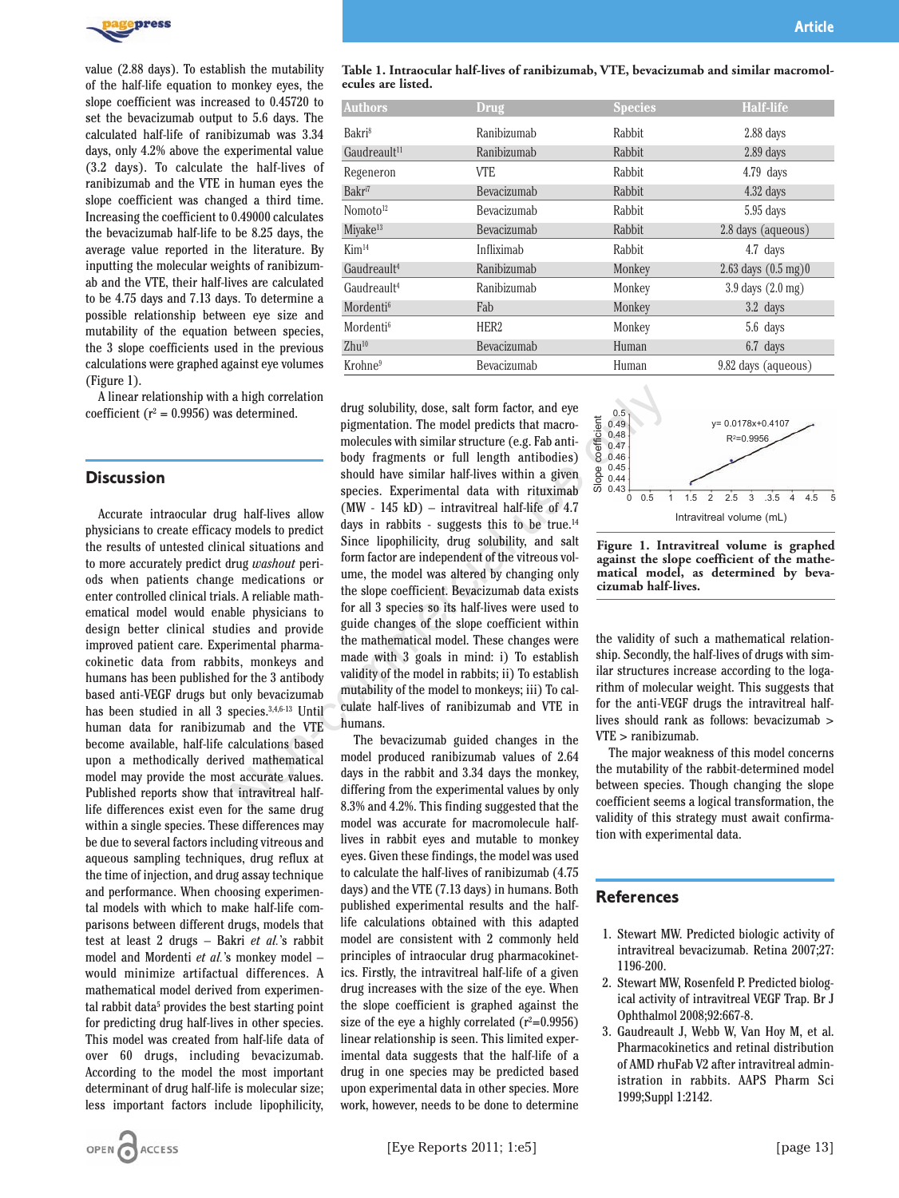value (2.88 days). To establish the mutability of the half-life equation to monkey eyes, the slope coefficient was increased to 0.45720 to set the bevacizumab output to 5.6 days. The calculated half-life of ranibizumab was 3.34 days, only 4.2% above the experimental value (3.2 days). To calculate the half-lives of ranibizumab and the VTE in human eyes the slope coefficient was changed a third time. Increasing the coefficient to 0.49000 calculates the bevacizumab half-life to be 8.25 days, the average value reported in the literature. By inputting the molecular weights of ranibizumab and the VTE, their half-lives are calculated to be 4.75 days and 7.13 days. To determine a possible relationship between eye size and mutability of the equation between species, the 3 slope coefficients used in the previous calculations were graphed against eye volumes (Figure 1).

A linear relationship with a high correlation coefficient ($r^2$ = 0.9956) was determined.

**Table 1. Intraocular half-lives of ranibizumab, VTE, bevacizumab and similar macromolecules are listed.**

| Authors | Drug | Species | Half-life |
|---|---|---|---|
| Bakri[8] | Ranibizumab | Rabbit | 2.88 days |
| Gaudreault[11] | Ranibizumab | Rabbit | 2.89 days |
| Regeneron | VTE | Rabbit | 4.79 days |
| Bakri[7] | Bevacizumab | Rabbit | 4.32 days |
| Nomoto[12] | Bevacizumab | Rabbit | 5.95 days |
| Miyake[13] | Bevacizumab | Rabbit | 2.8 days (aqueous) |
| Kim[14] | Infliximab | Rabbit | 4.7 days |
| Gaudreault[4] | Ranibizumab | Monkey | 2.63 days (0.5 mg)0 |
| Gaudreault[4] | Ranibizumab | Monkey | 3.9 days (2.0 mg) |
| Mordenti[6] | Fab | Monkey | 3.2 days |
| Mordenti[6] | HER2 | Monkey | 5.6 days |
| Zhu[10] | Bevacizumab | Human | 6.7 days |
| Krohne[9] | Bevacizumab | Human | 9.82 days (aqueous) |

## Discussion

Accurate intraocular drug half-lives allow physicians to create efficacy models to predict the results of untested clinical situations and to more accurately predict drug *washout* periods when patients change medications or enter controlled clinical trials. A reliable mathematical model would enable physicians to design better clinical studies and provide improved patient care. Experimental pharmacokinetic data from rabbits, monkeys and humans has been published for the 3 antibody based anti-VEGF drugs but only bevacizumab has been studied in all 3 species.[3,4,6-13] Until human data for ranibizumab and the VTE become available, half-life calculations based upon a methodically derived mathematical model may provide the most accurate values. Published reports show that intravitreal half-life differences exist even for the same drug within a single species. These differences may be due to several factors including vitreous and aqueous sampling techniques, drug reflux at the time of injection, and drug assay technique and performance. When choosing experimental models with which to make half-life comparisons between different drugs, models that test at least 2 drugs – Bakri *et al.*'s rabbit model and Mordenti *et al.*'s monkey model – would minimize artifactual differences. A mathematical model derived from experimental rabbit data[5] provides the best starting point for predicting drug half-lives in other species. This model was created from half-life data of over 60 drugs, including bevacizumab. According to the model the most important determinant of drug half-life is molecular size; less important factors include lipophilicity, drug solubility, dose, salt form factor, and eye pigmentation. The model predicts that macromolecules with similar structure (e.g. Fab antibody fragments or full length antibodies) should have similar half-lives within a given species. Experimental data with rituximab (MW - 145 kD) – intravitreal half-life of 4.7 days in rabbits - suggests this to be true.[14] Since lipophilicity, drug solubility, and salt form factor are independent of the vitreous volume, the model was altered by changing only the slope coefficient. Bevacizumab data exists for all 3 species so its half-lives were used to guide changes of the slope coefficient within the mathematical model. These changes were made with 3 goals in mind: i) To establish validity of the model in rabbits; ii) To establish mutability of the model to monkeys; iii) To calculate half-lives of ranibizumab and VTE in humans.

The bevacizumab guided changes in the model produced ranibizumab values of 2.64 days in the rabbit and 3.34 days the monkey, differing from the experimental values by only 8.3% and 4.2%. This finding suggested that the model was accurate for macromolecule half-lives in rabbit eyes and mutable to monkey eyes. Given these findings, the model was used to calculate the half-lives of ranibizumab (4.75 days) and the VTE (7.13 days) in humans. Both published experimental results and the half-life calculations obtained with this adapted model are consistent with 2 commonly held principles of intraocular drug pharmacokinetics. Firstly, the intravitreal half-life of a given drug increases with the size of the eye. When the slope coefficient is graphed against the size of the eye a highly correlated ($r^2$=0.9956) linear relationship is seen. This limited experimental data suggests that the half-life of a drug in one species may be predicted based upon experimental data in other species. More work, however, needs to be done to determine the validity of such a mathematical relationship. Secondly, the half-lives of drugs with similar structures increase according to the logarithm of molecular weight. This suggests that for the anti-VEGF drugs the intravitreal half-lives should rank as follows: bevacizumab > VTE > ranibizumab.

The major weakness of this model concerns the mutability of the rabbit-determined model between species. Though changing the slope coefficient seems a logical transformation, the validity of this strategy must await confirmation with experimental data.

**Figure 1. Intravitreal volume is graphed against the slope coefficient of the mathematical model, as determined by bevacizumab half-lives.**

## References

1. Stewart MW. Predicted biologic activity of intravitreal bevacizumab. Retina 2007;27:1196-200.
2. Stewart MW, Rosenfeld P. Predicted biological activity of intravitreal VEGF Trap. Br J Ophthalmol 2008;92:667-8.
3. Gaudreault J, Webb W, Van Hoy M, et al. Pharmacokinetics and retinal distribution of AMD rhuFab V2 after intravitreal administration in rabbits. AAPS Pharm Sci 1999;Suppl 1:2142.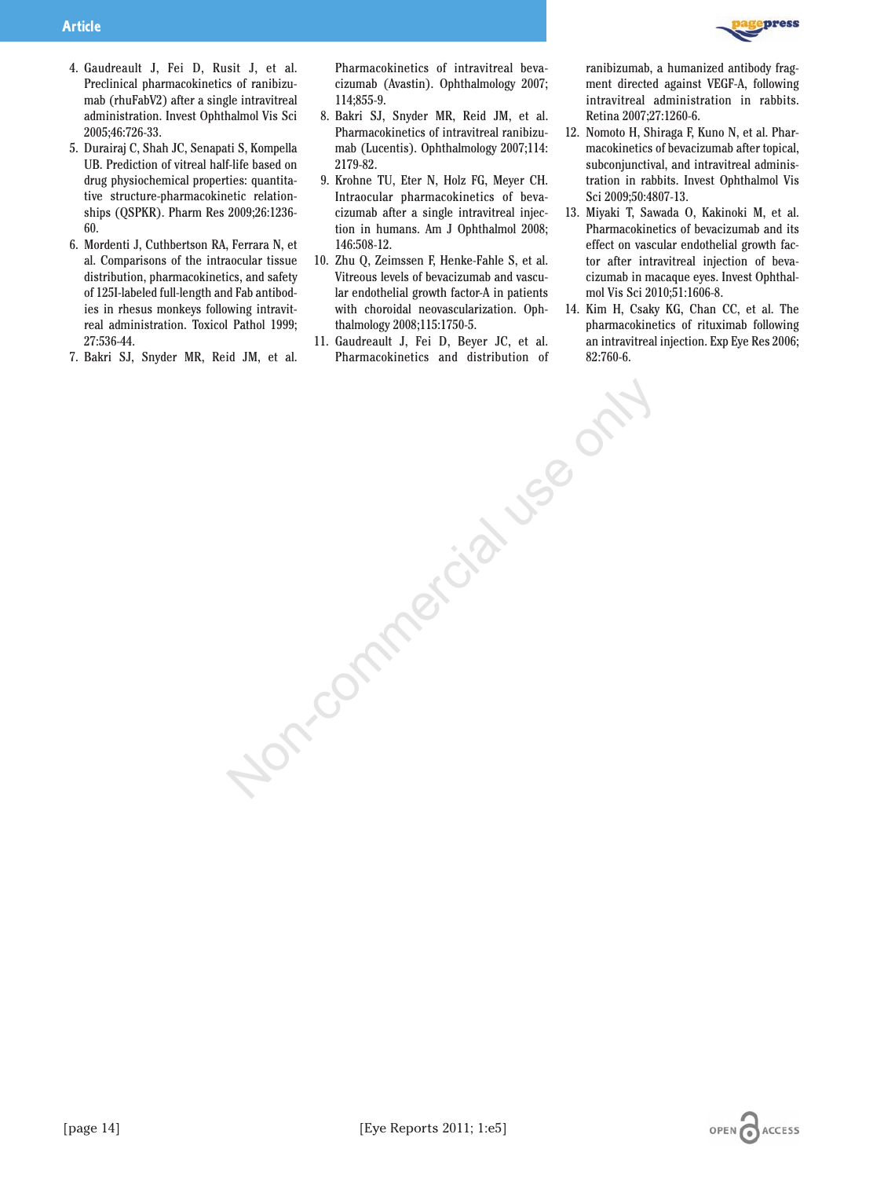4. Gaudreault J, Fei D, Rusit J, et al. Preclinical pharmacokinetics of ranibizumab (rhuFabV2) after a single intravitreal administration. Invest Ophthalmol Vis Sci 2005;46:726-33.
5. Durairaj C, Shah JC, Senapati S, Kompella UB. Prediction of vitreal half-life based on drug physiochemical properties: quantitative structure-pharmacokinetic relationships (QSPKR). Pharm Res 2009;26:1236-60.
6. Mordenti J, Cuthbertson RA, Ferrara N, et al. Comparisons of the intraocular tissue distribution, pharmacokinetics, and safety of 125I-labeled full-length and Fab antibodies in rhesus monkeys following intravitreal administration. Toxicol Pathol 1999; 27:536-44.
7. Bakri SJ, Snyder MR, Reid JM, et al. Pharmacokinetics of intravitreal bevacizumab (Avastin). Ophthalmology 2007; 114:855-9.
8. Bakri SJ, Snyder MR, Reid JM, et al. Pharmacokinetics of intravitreal ranibizumab (Lucentis). Ophthalmology 2007;114: 2179-82.
9. Krohne TU, Eter N, Holz FG, Meyer CH. Intraocular pharmacokinetics of bevacizumab after a single intravitreal injection in humans. Am J Ophthalmol 2008; 146:508-12.
10. Zhu Q, Zeimssen F, Henke-Fahle S, et al. Vitreous levels of bevacizumab and vascular endothelial growth factor-A in patients with choroidal neovascularization. Ophthalmology 2008;115:1750-5.
11. Gaudreault J, Fei D, Beyer JC, et al. Pharmacokinetics and distribution of ranibizumab, a humanized antibody fragment directed against VEGF-A, following intravitreal administration in rabbits. Retina 2007;27:1260-6.
12. Nomoto H, Shiraga F, Kuno N, et al. Pharmacokinetics of bevacizumab after topical, subconjunctival, and intravitreal administration in rabbits. Invest Ophthalmol Vis Sci 2009;50:4807-13.
13. Miyaki T, Sawada O, Kakinoki M, et al. Pharmacokinetics of bevacizumab and its effect on vascular endothelial growth factor after intravitreal injection of bevacizumab in macaque eyes. Invest Ophthalmol Vis Sci 2010;51:1606-8.
14. Kim H, Csaky KG, Chan CC, et al. The pharmacokinetics of rituximab following an intravitreal injection. Exp Eye Res 2006; 82:760-6.